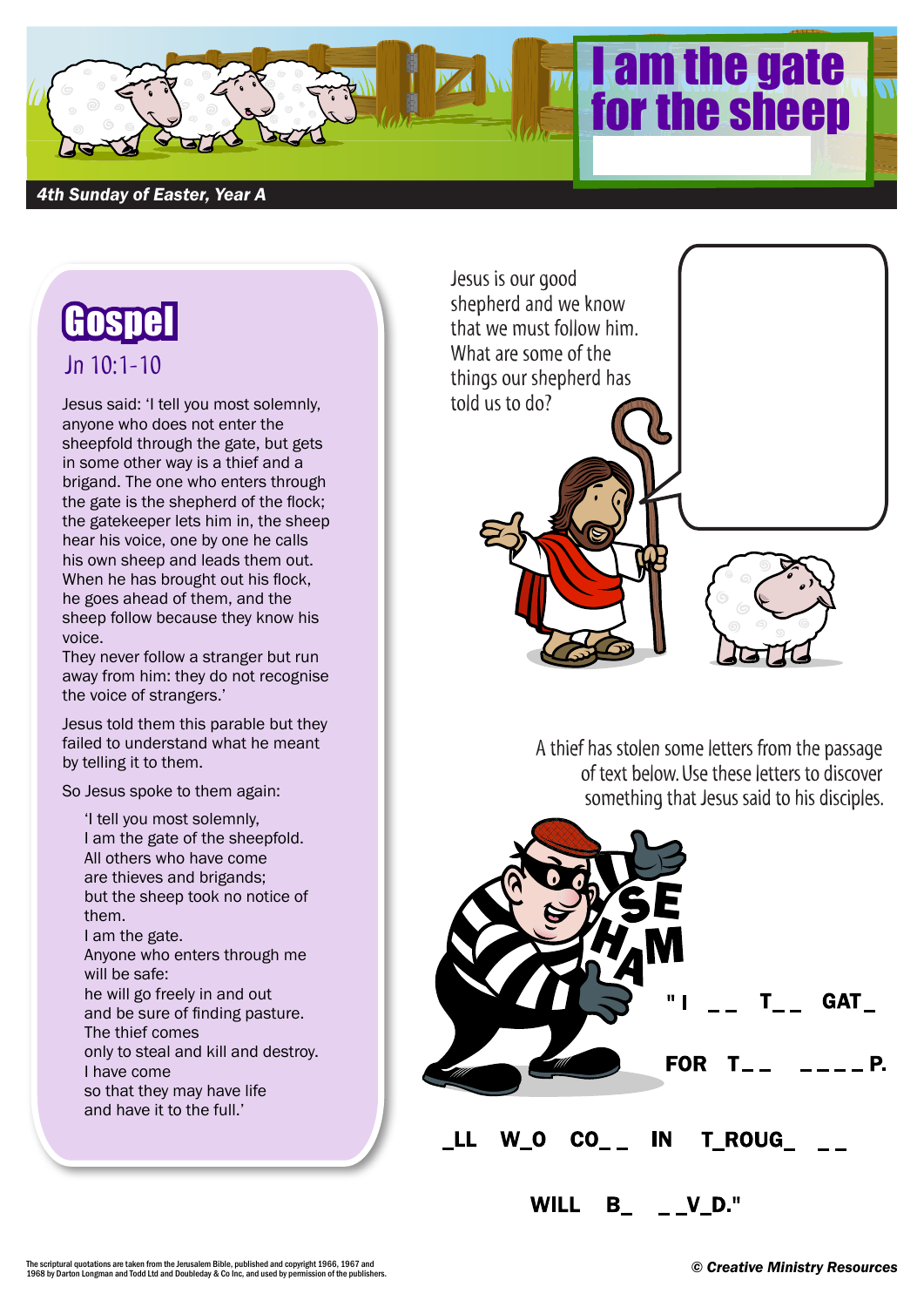# I am the gate for the sheep

*4th Sunday of Easter, Year A*

## Gospel

### Jn 10:1-10

Jesus said: 'I tell you most solemnly, anyone who does not enter the sheepfold through the gate, but gets in some other way is a thief and a brigand. The one who enters through the gate is the shepherd of the flock; the gatekeeper lets him in, the sheep hear his voice, one by one he calls his own sheep and leads them out. When he has brought out his flock, he goes ahead of them, and the sheep follow because they know his voice.
They never follow a stranger but run away from him: they do not recognise the voice of strangers.'

Jesus told them this parable but they failed to understand what he meant by telling it to them.

So Jesus spoke to them again:

> 'I tell you most solemnly,
> I am the gate of the sheepfold.
> All others who have come
> are thieves and brigands;
> but the sheep took no notice of them.
> I am the gate.
> Anyone who enters through me
> will be safe:
> he will go freely in and out
> and be sure of finding pasture.
> The thief comes
> only to steal and kill and destroy.
> I have come
> so that they may have life
> and have it to the full.'

Jesus is our good shepherd and we know that we must follow him. What are some of the things our shepherd has told us to do?

A thief has stolen some letters from the passage of text below. Use these letters to discover something that Jesus said to his disciples.

S E H A M A

" I _ _ T _ _ GAT _ FOR T _ _ _ _ _ _ P. _LL W_O CO_ _ IN T_ROUG_ _ _ WILL B_ _ _V_D."

The scriptural quotations are taken from the Jerusalem Bible, published and copyright 1966, 1967 and 1968 by Darton Longman and Todd Ltd and Doubleday & Co Inc, and used by permission of the publishers.

*© Creative Ministry Resources*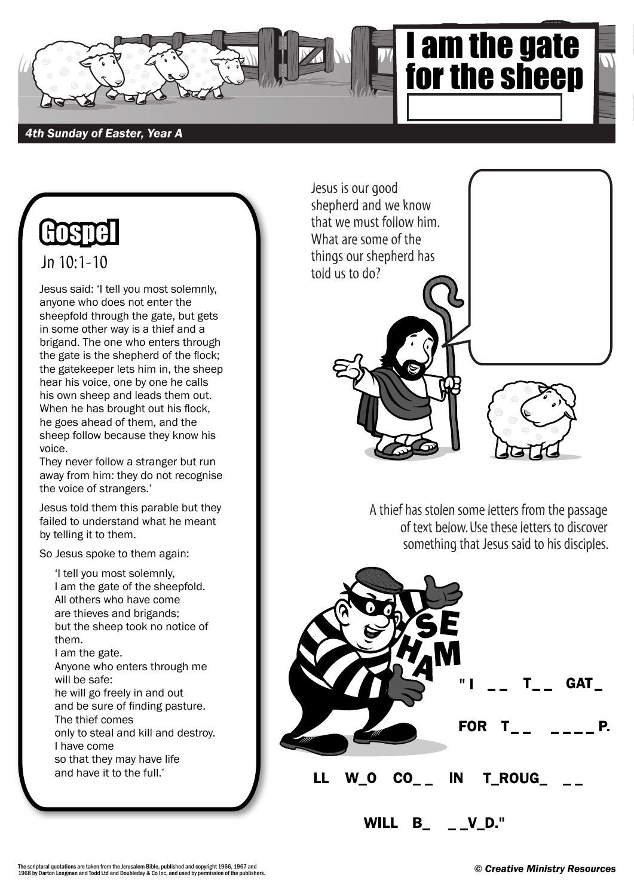# I am the gate for the sheep

*4th Sunday of Easter, Year A*

## Gospel

Jn 10:1-10

Jesus said: 'I tell you most solemnly, anyone who does not enter the sheepfold through the gate, but gets in some other way is a thief and a brigand. The one who enters through the gate is the shepherd of the flock; the gatekeeper lets him in, the sheep hear his voice, one by one he calls his own sheep and leads them out. When he has brought out his flock, he goes ahead of them, and the sheep follow because they know his voice.
They never follow a stranger but run away from him: they do not recognise the voice of strangers.'

Jesus told them this parable but they failed to understand what he meant by telling it to them.

So Jesus spoke to them again:

> 'I tell you most solemnly,
> I am the gate of the sheepfold.
> All others who have come
> are thieves and brigands;
> but the sheep took no notice of them.
> I am the gate.
> Anyone who enters through me
> will be safe:
> he will go freely in and out
> and be sure of finding pasture.
> The thief comes
> only to steal and kill and destroy.
> I have come
> so that they may have life
> and have it to the full.'

Jesus is our good shepherd and we know that we must follow him. What are some of the things our shepherd has told us to do?

A thief has stolen some letters from the passage of text below. Use these letters to discover something that Jesus said to his disciples.

S E H A M

"I _ _ T_ _ GAT_

FOR T_ _ _ _ _ _P.

LL W_O CO_ _ IN T_ROUG_ _ _

WILL B_ _ _V_D."

The scriptural quotations are taken from the Jerusalem Bible, published and copyright 1966, 1967 and 1968 by Darton Longman and Todd Ltd and Doubleday & Co Inc, and used by permission of the publishers.

© Creative Ministry Resources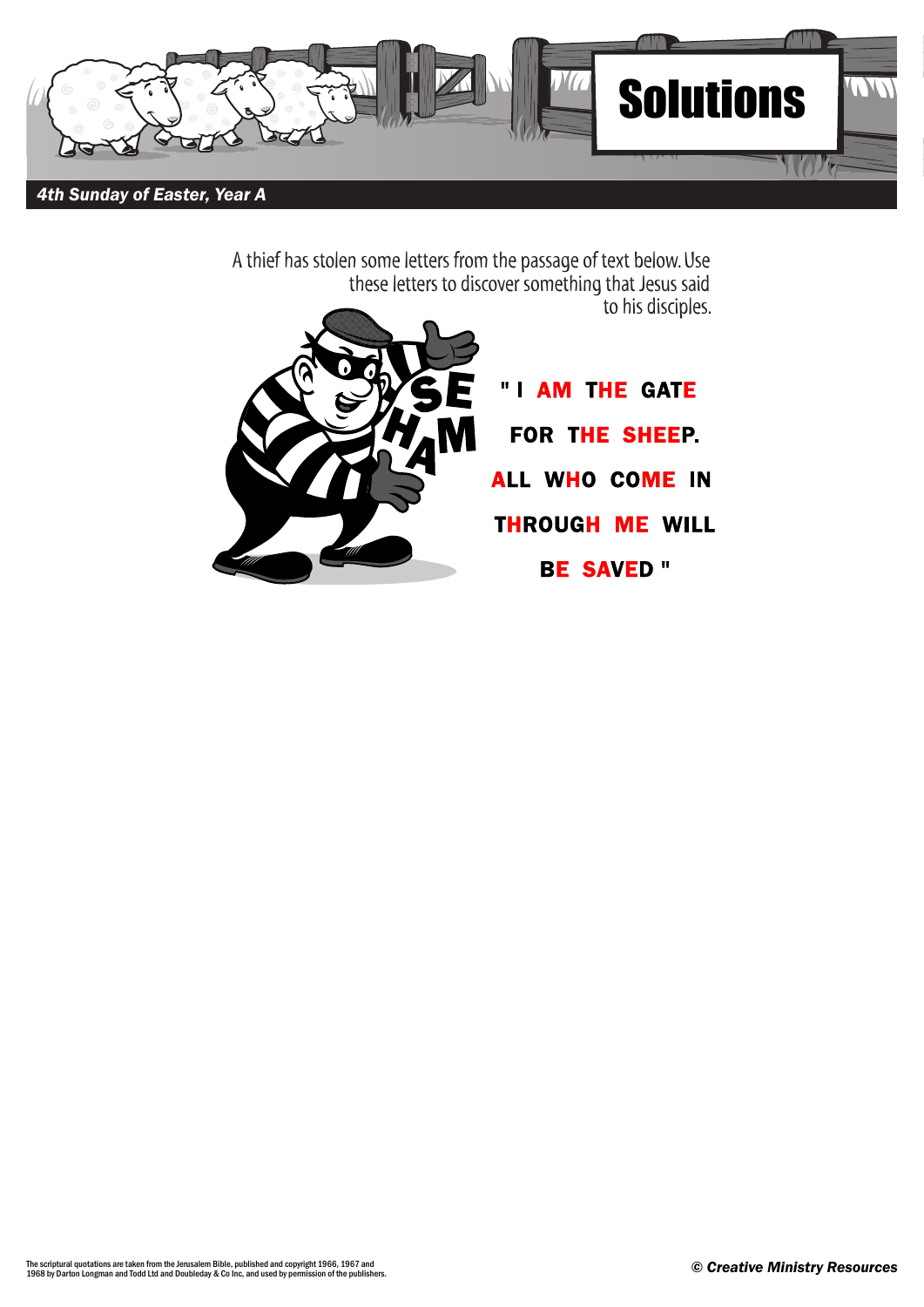# Solutions

***4th Sunday of Easter, Year A***

A thief has stolen some letters from the passage of text below. Use these letters to discover something that Jesus said to his disciples.

SE
HAM
A

**" I AM THE GATE**

**FOR THE SHEEP.**

**ALL WHO COME IN**

**THROUGH ME WILL**

**BE SAVED "**

The scriptural quotations are taken from the Jerusalem Bible, published and copyright 1966, 1967 and 1968 by Darton Longman and Todd Ltd and Doubleday & Co Inc, and used by permission of the publishers.

***© Creative Ministry Resources***